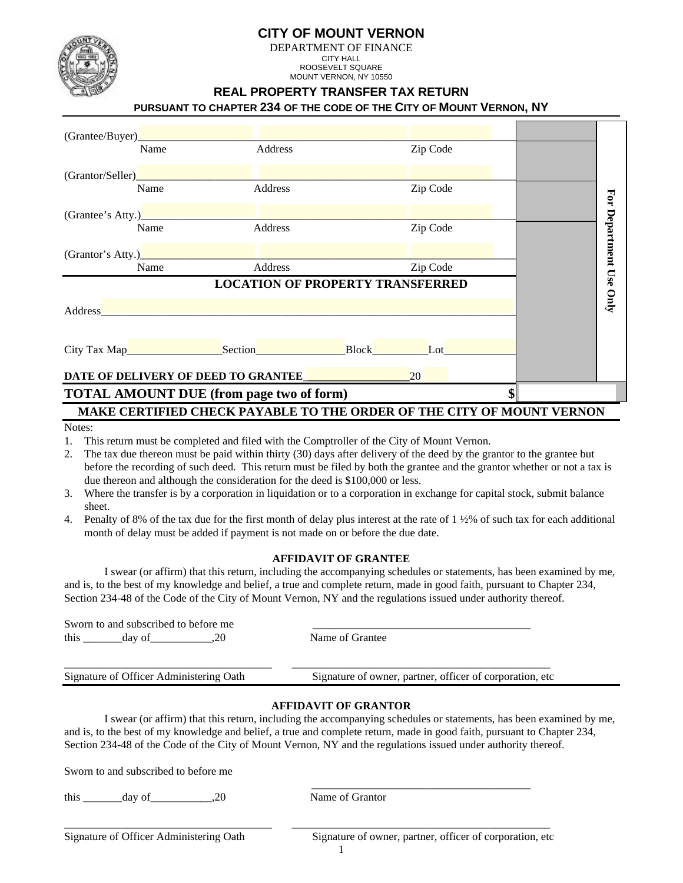# CITY OF MOUNT VERNON

DEPARTMENT OF FINANCE
CITY HALL
ROOSEVELT SQUARE
MOUNT VERNON, NY 10550

## REAL PROPERTY TRANSFER TAX RETURN

**PURSUANT TO CHAPTER 234 OF THE CODE OF THE CITY OF MOUNT VERNON, NY**

(Grantee/Buyer)\_\_\_\_\_\_\_\_\_\_\_\_\_\_\_\_\_\_\_\_\_\_\_\_\_\_\_\_\_\_\_\_\_\_\_\_\_\_\_\_\_\_
Name Address Zip Code

(Grantor/Seller)\_\_\_\_\_\_\_\_\_\_\_\_\_\_\_\_\_\_\_\_\_\_\_\_\_\_\_\_\_\_\_\_\_\_\_\_\_\_\_\_\_\_
Name Address Zip Code

(Grantee's Atty.)\_\_\_\_\_\_\_\_\_\_\_\_\_\_\_\_\_\_\_\_\_\_\_\_\_\_\_\_\_\_\_\_\_\_\_\_\_\_\_\_\_\_
Name Address Zip Code

(Grantor's Atty.)\_\_\_\_\_\_\_\_\_\_\_\_\_\_\_\_\_\_\_\_\_\_\_\_\_\_\_\_\_\_\_\_\_\_\_\_\_\_\_\_\_\_
Name Address Zip Code

For Department Use Only

### LOCATION OF PROPERTY TRANSFERRED

Address\_\_\_\_\_\_\_\_\_\_\_\_\_\_\_\_\_\_\_\_\_\_\_\_\_\_\_\_\_\_\_\_\_\_\_\_\_\_\_\_\_\_\_\_\_\_\_\_

City Tax Map\_\_\_\_\_\_\_\_\_\_\_\_Section\_\_\_\_\_\_\_\_\_\_\_Block\_\_\_\_\_\_\_Lot\_\_\_\_\_\_\_\_\_

**DATE OF DELIVERY OF DEED TO GRANTEE**\_\_\_\_\_\_\_\_\_\_\_\_\_\_20\_\_\_

**TOTAL AMOUNT DUE (from page two of form)** **$**

**MAKE CERTIFIED CHECK PAYABLE TO THE ORDER OF THE CITY OF MOUNT VERNON**

Notes:

1. This return must be completed and filed with the Comptroller of the City of Mount Vernon.
2. The tax due thereon must be paid within thirty (30) days after delivery of the deed by the grantor to the grantee but before the recording of such deed. This return must be filed by both the grantee and the grantor whether or not a tax is due thereon and although the consideration for the deed is $100,000 or less.
3. Where the transfer is by a corporation in liquidation or to a corporation in exchange for capital stock, submit balance sheet.
4. Penalty of 8% of the tax due for the first month of delay plus interest at the rate of 1 ½% of such tax for each additional month of delay must be added if payment is not made on or before the due date.

### AFFIDAVIT OF GRANTEE

I swear (or affirm) that this return, including the accompanying schedules or statements, has been examined by me, and is, to the best of my knowledge and belief, a true and complete return, made in good faith, pursuant to Chapter 234, Section 234-48 of the Code of the City of Mount Vernon, NY and the regulations issued under authority thereof.

Sworn to and subscribed to before me
this \_\_\_\_\_\_\_day of\_\_\_\_\_\_\_\_\_\_\_,20

\_\_\_\_\_\_\_\_\_\_\_\_\_\_\_\_\_\_\_\_\_\_\_\_\_\_\_\_\_\_\_\_\_\_\_\_\_\_\_\_
Name of Grantee

\_\_\_\_\_\_\_\_\_\_\_\_\_\_\_\_\_\_\_\_\_\_\_\_\_\_\_\_\_\_\_\_\_\_\_\_\_
Signature of Officer Administering Oath

\_\_\_\_\_\_\_\_\_\_\_\_\_\_\_\_\_\_\_\_\_\_\_\_\_\_\_\_\_\_\_\_\_\_\_\_\_\_\_\_\_\_\_\_\_\_
Signature of owner, partner, officer of corporation, etc

### AFFIDAVIT OF GRANTOR

I swear (or affirm) that this return, including the accompanying schedules or statements, has been examined by me, and is, to the best of my knowledge and belief, a true and complete return, made in good faith, pursuant to Chapter 234, Section 234-48 of the Code of the City of Mount Vernon, NY and the regulations issued under authority thereof.

Sworn to and subscribed to before me

this \_\_\_\_\_\_\_day of\_\_\_\_\_\_\_\_\_\_\_,20

\_\_\_\_\_\_\_\_\_\_\_\_\_\_\_\_\_\_\_\_\_\_\_\_\_\_\_\_\_\_\_\_\_\_\_\_\_\_\_\_
Name of Grantor

\_\_\_\_\_\_\_\_\_\_\_\_\_\_\_\_\_\_\_\_\_\_\_\_\_\_\_\_\_\_\_\_\_\_\_\_\_
Signature of Officer Administering Oath

\_\_\_\_\_\_\_\_\_\_\_\_\_\_\_\_\_\_\_\_\_\_\_\_\_\_\_\_\_\_\_\_\_\_\_\_\_\_\_\_\_\_\_\_\_\_
Signature of owner, partner, officer of corporation, etc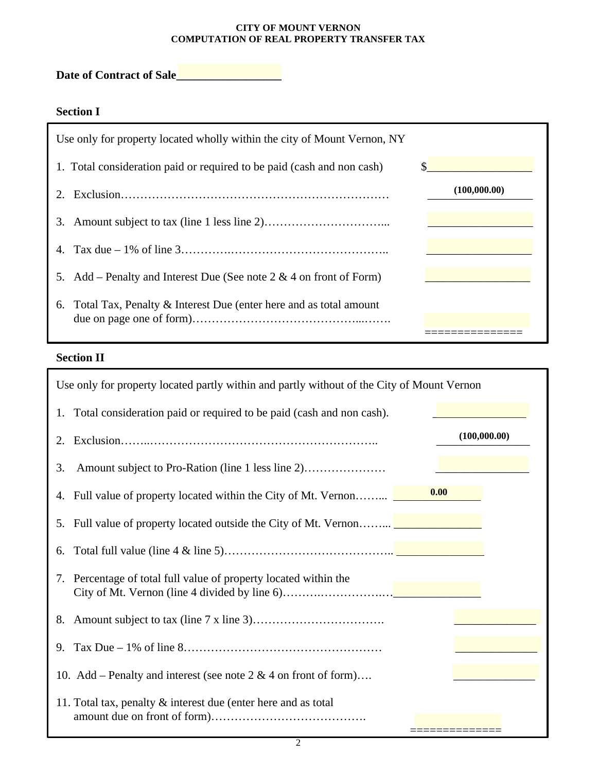**CITY OF MOUNT VERNON**
**COMPUTATION OF REAL PROPERTY TRANSFER TAX**

**Date of Contract of Sale__________________**

## Section I

Use only for property located wholly within the city of Mount Vernon, NY

| | |
|---|---|
| 1. Total consideration paid or required to be paid (cash and non cash) | $__________________ |
| 2. Exclusion……………………………………………………………… | (100,000.00) |
| 3. Amount subject to tax (line 1 less line 2)…………………………... | __________________ |
| 4. Tax due – 1% of line 3…………..………………………………….. | __________________ |
| 5. Add – Penalty and Interest Due (See note 2 & 4 on front of Form) | __________________ |
| 6. Total Tax, Penalty & Interest Due (enter here and as total amount due on page one of form)……………………………………...……. | =============== |

## Section II

Use only for property located partly within and partly without of the City of Mount Vernon

| | | |
|---|---|---|
| 1. Total consideration paid or required to be paid (cash and non cash). | | ________________ |
| 2. Exclusion……..………………………………………………….. | | (100,000.00) |
| 3. Amount subject to Pro-Ration (line 1 less line 2)………………… | | ________________ |
| 4. Full value of property located within the City of Mt. Vernon……... | 0.00 | |
| 5. Full value of property located outside the City of Mt. Vernon……... | _______________ | |
| 6. Total full value (line 4 & line 5)…………………………………….. | _______________ | |
| 7. Percentage of total full value of property located within the City of Mt. Vernon (line 4 divided by line 6)……….…………….… | _______________ | |
| 8. Amount subject to tax (line 7 x line 3)……………………………. | | ______________ |
| 9. Tax Due – 1% of line 8…………………………………………… | | ______________ |
| 10. Add – Penalty and interest (see note 2 & 4 on front of form)…. | | ______________ |
| 11. Total tax, penalty & interest due (enter here and as total amount due on front of form)…………………………………. | | ============= |